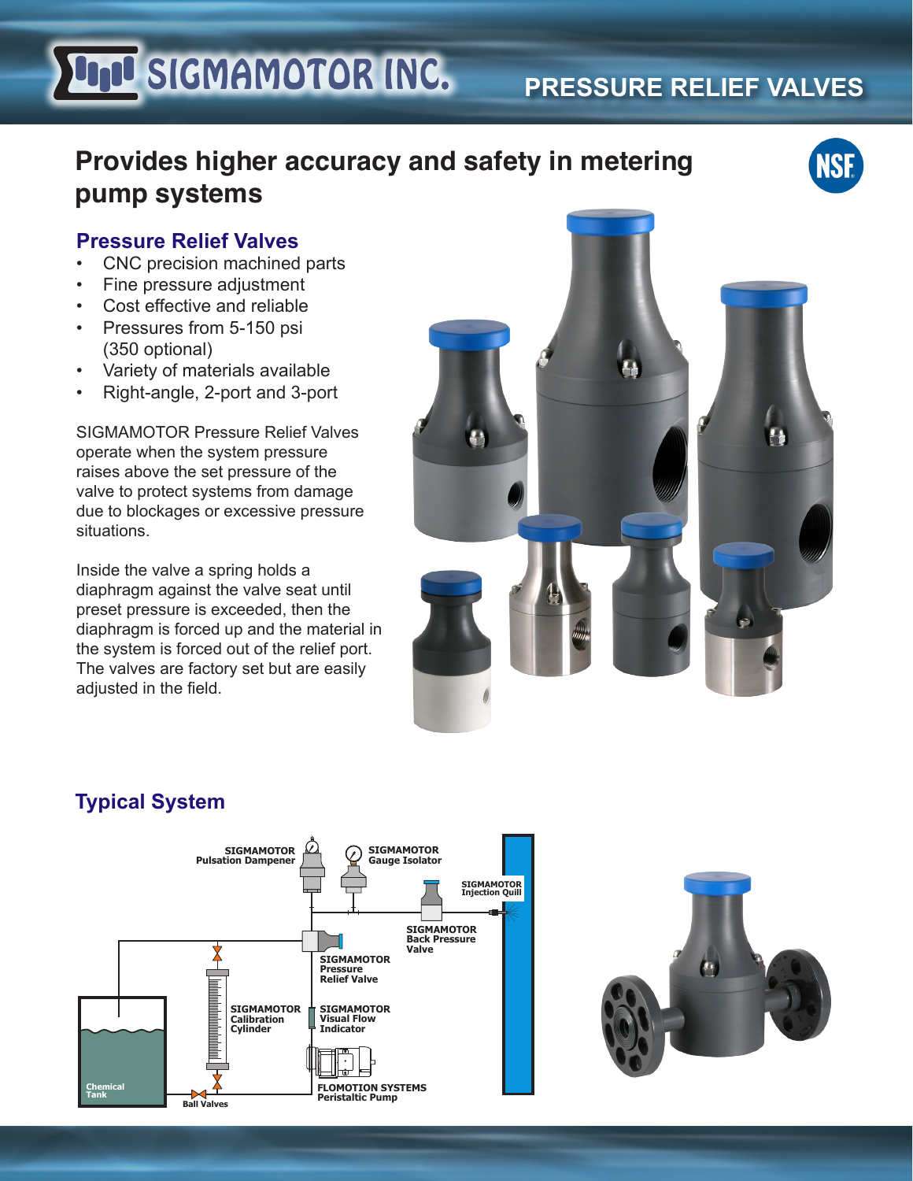# SIGMAMOTOR INC.

## PRESSURE RELIEF VALVES

# Provides higher accuracy and safety in metering pump systems

## Pressure Relief Valves

- CNC precision machined parts
- Fine pressure adjustment
- Cost effective and reliable
- Pressures from 5-150 psi (350 optional)
- Variety of materials available
- Right-angle, 2-port and 3-port

SIGMAMOTOR Pressure Relief Valves operate when the system pressure raises above the set pressure of the valve to protect systems from damage due to blockages or excessive pressure situations.

Inside the valve a spring holds a diaphragm against the valve seat until preset pressure is exceeded, then the diaphragm is forced up and the material in the system is forced out of the relief port. The valves are factory set but are easily adjusted in the field.

## Typical System

SIGMAMOTOR Pulsation Dampener
SIGMAMOTOR Gauge Isolator
SIGMAMOTOR Injection Quill
SIGMAMOTOR Back Pressure Valve
SIGMAMOTOR Pressure Relief Valve
SIGMAMOTOR Calibration Cylinder
SIGMAMOTOR Visual Flow Indicator
FLOMOTION SYSTEMS Peristaltic Pump
Chemical Tank
Ball Valves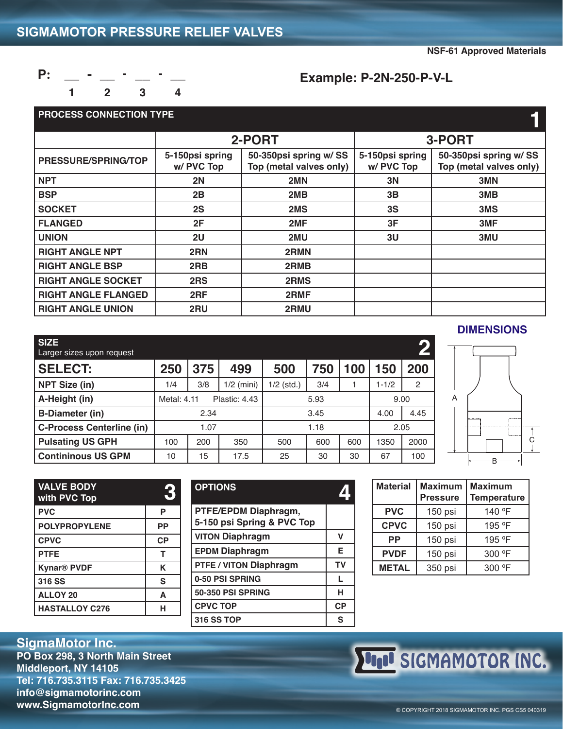# SIGMAMOTOR PRESSURE RELIEF VALVES

**NSF-61 Approved Materials**

**P: __ - __ - __ - __**
1 2 3 4

**Example: P-2N-250-P-V-L**

## PROCESS CONNECTION TYPE — 1

| | 2-PORT | | 3-PORT | |
|---|---|---|---|---|
| **PRESSURE/SPRING/TOP** | 5-150psi spring w/ PVC Top | 50-350psi spring w/ SS Top (metal valves only) | 5-150psi spring w/ PVC Top | 50-350psi spring w/ SS Top (metal valves only) |
| **NPT** | 2N | 2MN | 3N | 3MN |
| **BSP** | 2B | 2MB | 3B | 3MB |
| **SOCKET** | 2S | 2MS | 3S | 3MS |
| **FLANGED** | 2F | 2MF | 3F | 3MF |
| **UNION** | 2U | 2MU | 3U | 3MU |
| **RIGHT ANGLE NPT** | 2RN | 2RMN | | |
| **RIGHT ANGLE BSP** | 2RB | 2RMB | | |
| **RIGHT ANGLE SOCKET** | 2RS | 2RMS | | |
| **RIGHT ANGLE FLANGED** | 2RF | 2RMF | | |
| **RIGHT ANGLE UNION** | 2RU | 2RMU | | |

## SIZE — 2
Larger sizes upon request

| **SELECT:** | 250 | 375 | 499 | 500 | 750 | 100 | 150 | 200 |
|---|---|---|---|---|---|---|---|---|
| **NPT Size (in)** | 1/4 | 3/8 | 1/2 (mini) | 1/2 (std.) | 3/4 | 1 | 1-1/2 | 2 |
| **A-Height (in)** | Metal: 4.11 | | Plastic: 4.43 | 5.93 | | | 9.00 | |
| **B-Diameter (in)** | 2.34 | | | 3.45 | | | 4.00 | 4.45 |
| **C-Process Centerline (in)** | 1.07 | | | 1.18 | | | 2.05 | |
| **Pulsating US GPH** | 100 | 200 | 350 | 500 | 600 | 600 | 1350 | 2000 |
| **Contininous US GPM** | 10 | 15 | 17.5 | 25 | 30 | 30 | 67 | 100 |

**DIMENSIONS**

A
B
C

## VALVE BODY with PVC Top — 3

| | |
|---|---|
| **PVC** | P |
| **POLYPROPYLENE** | PP |
| **CPVC** | CP |
| **PTFE** | T |
| **Kynar® PVDF** | K |
| **316 SS** | S |
| **ALLOY 20** | A |
| **HASTALLOY C276** | H |

## OPTIONS — 4

| | |
|---|---|
| **PTFE/EPDM Diaphragm, 5-150 psi Spring & PVC Top** | |
| **VITON Diaphragm** | V |
| **EPDM Diaphragm** | E |
| **PTFE / VITON Diaphragm** | TV |
| **0-50 PSI SPRING** | L |
| **50-350 PSI SPRING** | H |
| **CPVC TOP** | CP |
| **316 SS TOP** | S |

| Material | Maximum Pressure | Maximum Temperature |
|---|---|---|
| **PVC** | 150 psi | 140 ºF |
| **CPVC** | 150 psi | 195 ºF |
| **PP** | 150 psi | 195 ºF |
| **PVDF** | 150 psi | 300 ºF |
| **METAL** | 350 psi | 300 ºF |

**SigmaMotor Inc.**
PO Box 298, 3 North Main Street
Middleport, NY 14105
Tel: 716.735.3115 Fax: 716.735.3425
info@sigmamotorinc.com
www.SigmamotorInc.com

SIGMAMOTOR INC.

© COPYRIGHT 2018 SIGMAMOTOR INC. PGS CS5 040319